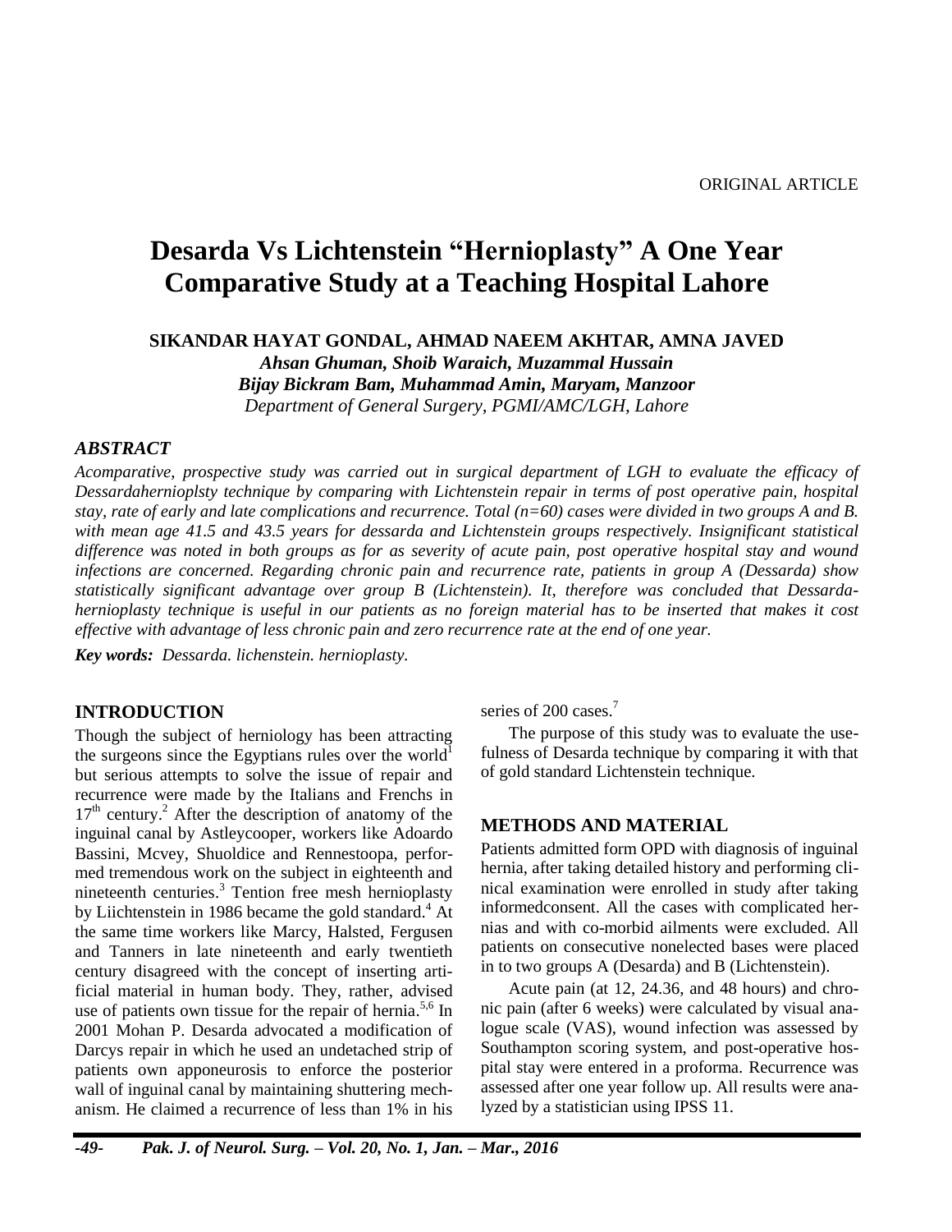ORIGINAL ARTICLE

# Desarda Vs Lichtenstein "Hernioplasty" A One Year Comparative Study at a Teaching Hospital Lahore

**SIKANDAR HAYAT GONDAL, AHMAD NAEEM AKHTAR, AMNA JAVED**

***Ahsan Ghuman, Shoib Waraich, Muzammal Hussain***

***Bijay Bickram Bam, Muhammad Amin, Maryam, Manzoor***

*Department of General Surgery, PGMI/AMC/LGH, Lahore*

## *ABSTRACT*

*Acomparative, prospective study was carried out in surgical department of LGH to evaluate the efficacy of Dessardahernioplsty technique by comparing with Lichtenstein repair in terms of post operative pain, hospital stay, rate of early and late complications and recurrence. Total (n=60) cases were divided in two groups A and B. with mean age 41.5 and 43.5 years for dessarda and Lichtenstein groups respectively. Insignificant statistical difference was noted in both groups as for as severity of acute pain, post operative hospital stay and wound infections are concerned. Regarding chronic pain and recurrence rate, patients in group A (Dessarda) show statistically significant advantage over group B (Lichtenstein). It, therefore was concluded that Dessarda-hernioplasty technique is useful in our patients as no foreign material has to be inserted that makes it cost effective with advantage of less chronic pain and zero recurrence rate at the end of one year.*

***Key words:** Dessarda. lichenstein. hernioplasty.*

## INTRODUCTION

Though the subject of herniology has been attracting the surgeons since the Egyptians rules over the world[1] but serious attempts to solve the issue of repair and recurrence were made by the Italians and Frenchs in $17^{th}$ century.[2] After the description of anatomy of the inguinal canal by Astleycooper, workers like Adoardo Bassini, Mcvey, Shuoldice and Rennestoopa, performed tremendous work on the subject in eighteenth and nineteenth centuries.[3] Tention free mesh hernioplasty by Liichtenstein in 1986 became the gold standard.[4] At the same time workers like Marcy, Halsted, Fergusen and Tanners in late nineteenth and early twentieth century disagreed with the concept of inserting artificial material in human body. They, rather, advised use of patients own tissue for the repair of hernia.[5,6] In 2001 Mohan P. Desarda advocated a modification of Darcys repair in which he used an undetached strip of patients own apponeurosis to enforce the posterior wall of inguinal canal by maintaining shuttering mechanism. He claimed a recurrence of less than 1% in his series of 200 cases.[7]

The purpose of this study was to evaluate the usefulness of Desarda technique by comparing it with that of gold standard Lichtenstein technique.

## METHODS AND MATERIAL

Patients admitted form OPD with diagnosis of inguinal hernia, after taking detailed history and performing clinical examination were enrolled in study after taking informedconsent. All the cases with complicated hernias and with co-morbid ailments were excluded. All patients on consecutive nonelected bases were placed in to two groups A (Desarda) and B (Lichtenstein).

Acute pain (at 12, 24.36, and 48 hours) and chronic pain (after 6 weeks) were calculated by visual analogue scale (VAS), wound infection was assessed by Southampton scoring system, and post-operative hospital stay were entered in a proforma. Recurrence was assessed after one year follow up. All results were analyzed by a statistician using IPSS 11.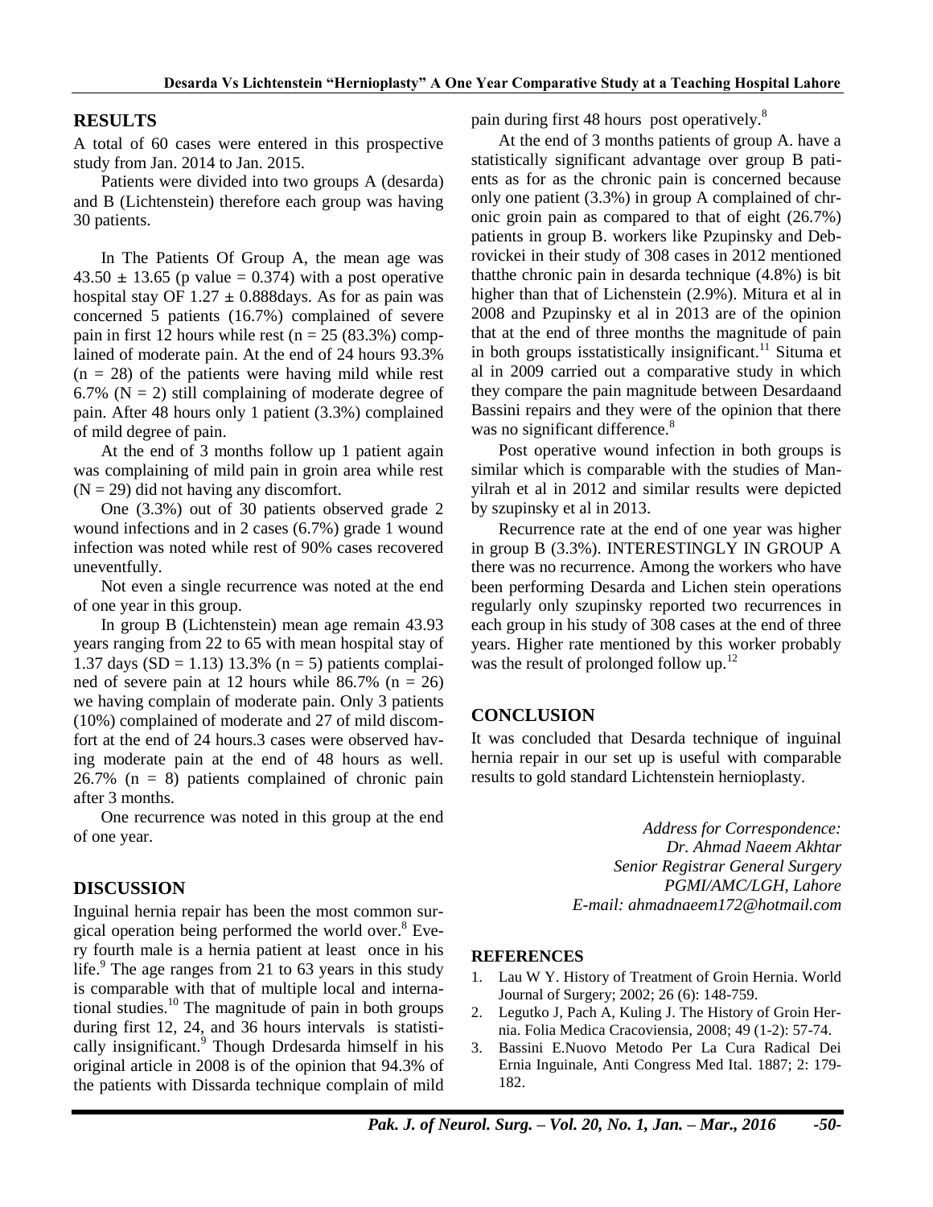## RESULTS

A total of 60 cases were entered in this prospective study from Jan. 2014 to Jan. 2015.

Patients were divided into two groups A (desarda) and B (Lichtenstein) therefore each group was having 30 patients.

In The Patients Of Group A, the mean age was $43.50 \pm 13.65$ (p value = 0.374) with a post operative hospital stay OF $1.27 \pm 0.888$days. As for as pain was concerned 5 patients (16.7%) complained of severe pain in first 12 hours while rest (n = 25 (83.3%) complained of moderate pain. At the end of 24 hours 93.3% (n = 28) of the patients were having mild while rest 6.7% (N = 2) still complaining of moderate degree of pain. After 48 hours only 1 patient (3.3%) complained of mild degree of pain.

At the end of 3 months follow up 1 patient again was complaining of mild pain in groin area while rest (N = 29) did not having any discomfort.

One (3.3%) out of 30 patients observed grade 2 wound infections and in 2 cases (6.7%) grade 1 wound infection was noted while rest of 90% cases recovered uneventfully.

Not even a single recurrence was noted at the end of one year in this group.

In group B (Lichtenstein) mean age remain 43.93 years ranging from 22 to 65 with mean hospital stay of 1.37 days (SD = 1.13) 13.3% (n = 5) patients complained of severe pain at 12 hours while 86.7% (n = 26) we having complain of moderate pain. Only 3 patients (10%) complained of moderate and 27 of mild discomfort at the end of 24 hours.3 cases were observed having moderate pain at the end of 48 hours as well. 26.7% (n = 8) patients complained of chronic pain after 3 months.

One recurrence was noted in this group at the end of one year.

## DISCUSSION

Inguinal hernia repair has been the most common surgical operation being performed the world over.[8] Every fourth male is a hernia patient at least once in his life.[9] The age ranges from 21 to 63 years in this study is comparable with that of multiple local and international studies.[10] The magnitude of pain in both groups during first 12, 24, and 36 hours intervals is statistically insignificant.[9] Though Drdesarda himself in his original article in 2008 is of the opinion that 94.3% of the patients with Dissarda technique complain of mild pain during first 48 hours post operatively.[8]

At the end of 3 months patients of group A. have a statistically significant advantage over group B patients as for as the chronic pain is concerned because only one patient (3.3%) in group A complained of chronic groin pain as compared to that of eight (26.7%) patients in group B. workers like Pzupinsky and Debrovickei in their study of 308 cases in 2012 mentioned thatthe chronic pain in desarda technique (4.8%) is bit higher than that of Lichenstein (2.9%). Mitura et al in 2008 and Pzupinsky et al in 2013 are of the opinion that at the end of three months the magnitude of pain in both groups isstatistically insignificant.[11] Situma et al in 2009 carried out a comparative study in which they compare the pain magnitude between Desardaand Bassini repairs and they were of the opinion that there was no significant difference.[8]

Post operative wound infection in both groups is similar which is comparable with the studies of Manyilrah et al in 2012 and similar results were depicted by szupinsky et al in 2013.

Recurrence rate at the end of one year was higher in group B (3.3%). INTERESTINGLY IN GROUP A there was no recurrence. Among the workers who have been performing Desarda and Lichen stein operations regularly only szupinsky reported two recurrences in each group in his study of 308 cases at the end of three years. Higher rate mentioned by this worker probably was the result of prolonged follow up.[12]

## CONCLUSION

It was concluded that Desarda technique of inguinal hernia repair in our set up is useful with comparable results to gold standard Lichtenstein hernioplasty.

*Address for Correspondence:*
*Dr. Ahmad Naeem Akhtar*
*Senior Registrar General Surgery*
*PGMI/AMC/LGH, Lahore*
*E-mail: ahmadnaeem172@hotmail.com*

### REFERENCES

1. Lau W Y. History of Treatment of Groin Hernia. World Journal of Surgery; 2002; 26 (6): 148-759.
2. Legutko J, Pach A, Kuling J. The History of Groin Hernia. Folia Medica Cracoviensia, 2008; 49 (1-2): 57-74.
3. Bassini E.Nuovo Metodo Per La Cura Radical Dei Ernia Inguinale, Anti Congress Med Ital. 1887; 2: 179-182.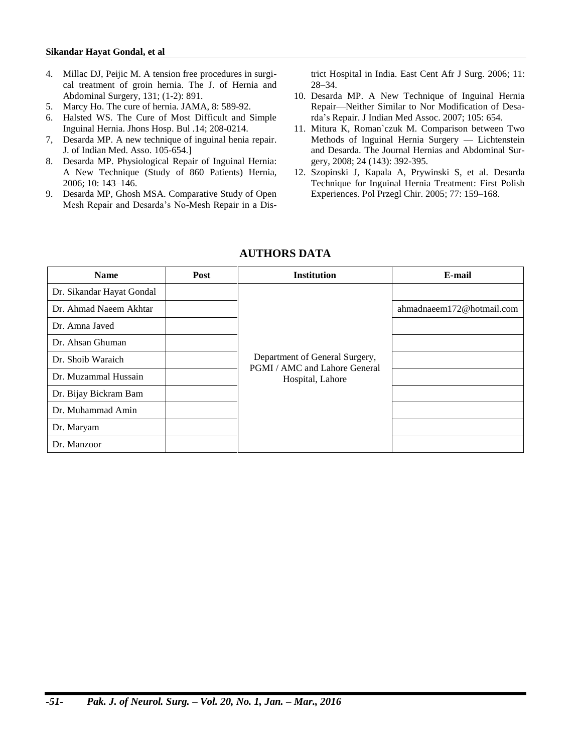4. Millac DJ, Peijic M. A tension free procedures in surgical treatment of groin hernia. The J. of Hernia and Abdominal Surgery, 131; (1-2): 891.
5. Marcy Ho. The cure of hernia. JAMA, 8: 589-92.
6. Halsted WS. The Cure of Most Difficult and Simple Inguinal Hernia. Jhons Hosp. Bul .14; 208-0214.
7, Desarda MP. A new technique of inguinal henia repair. J. of Indian Med. Asso. 105-654.]
8. Desarda MP. Physiological Repair of Inguinal Hernia: A New Technique (Study of 860 Patients) Hernia, 2006; 10: 143–146.
9. Desarda MP, Ghosh MSA. Comparative Study of Open Mesh Repair and Desarda's No-Mesh Repair in a District Hospital in India. East Cent Afr J Surg. 2006; 11: 28–34.
10. Desarda MP. A New Technique of Inguinal Hernia Repair—Neither Similar to Nor Modification of Desarda's Repair. J Indian Med Assoc. 2007; 105: 654.
11. Mitura K, Roman`czuk M. Comparison between Two Methods of Inguinal Hernia Surgery — Lichtenstein and Desarda. The Journal Hernias and Abdominal Surgery, 2008; 24 (143): 392-395.
12. Szopinski J, Kapala A, Prywinski S, et al. Desarda Technique for Inguinal Hernia Treatment: First Polish Experiences. Pol Przegl Chir. 2005; 77: 159–168.

## AUTHORS DATA

| Name | Post | Institution | E-mail |
|---|---|---|---|
| Dr. Sikandar Hayat Gondal | | Department of General Surgery, PGMI / AMC and Lahore General Hospital, Lahore | |
| Dr. Ahmad Naeem Akhtar | | | ahmadnaeem172@hotmail.com |
| Dr. Amna Javed | | | |
| Dr. Ahsan Ghuman | | | |
| Dr. Shoib Waraich | | | |
| Dr. Muzammal Hussain | | | |
| Dr. Bijay Bickram Bam | | | |
| Dr. Muhammad Amin | | | |
| Dr. Maryam | | | |
| Dr. Manzoor | | | |